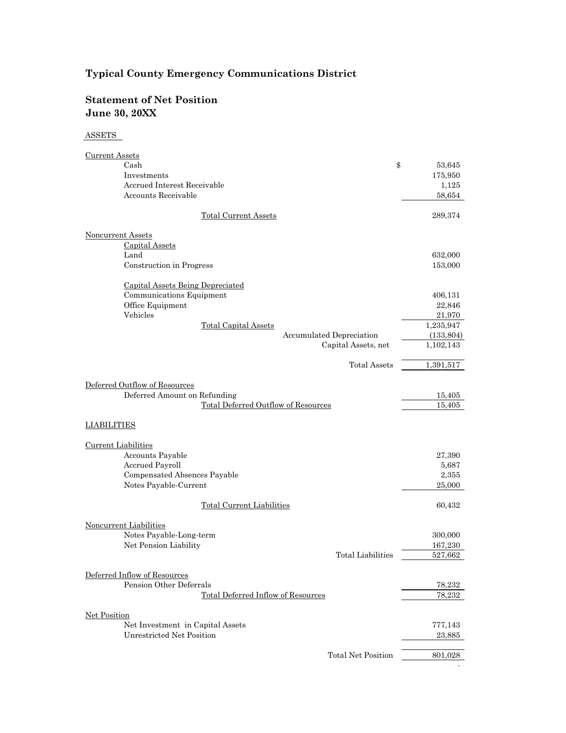# Typical County Emergency Communications District

## Statement of Net Position
## June 30, 20XX

| | |
|---|---|
| **ASSETS** | |
| **Current Assets** | |
| Cash | $ 53,645 |
| Investments | 175,950 |
| Accrued Interest Receivable | 1,125 |
| Accounts Receivable | 58,654 |
| Total Current Assets | 289,374 |
| **Noncurrent Assets** | |
| Capital Assets | |
| Land | 632,000 |
| Construction in Progress | 153,000 |
| Capital Assets Being Depreciated | |
| Communications Equipment | 406,131 |
| Office Equipment | 22,846 |
| Vehicles | 21,970 |
| Total Capital Assets | 1,235,947 |
| Accumulated Depreciation | (133,804) |
| Capital Assets, net | 1,102,143 |
| Total Assets | 1,391,517 |
| **Deferred Outflow of Resources** | |
| Deferred Amount on Refunding | 15,405 |
| Total Deferred Outflow of Resources | 15,405 |
| **LIABILITIES** | |
| **Current Liabilities** | |
| Accounts Payable | 27,390 |
| Accrued Payroll | 5,687 |
| Compensated Absences Payable | 2,355 |
| Notes Payable-Current | 25,000 |
| Total Current Liabilities | 60,432 |
| **Noncurrent Liabilities** | |
| Notes Payable-Long-term | 300,000 |
| Net Pension Liability | 167,230 |
| Total Liabilities | 527,662 |
| **Deferred Inflow of Resources** | |
| Pension Other Deferrals | 78,232 |
| Total Deferred Inflow of Resources | 78,232 |
| **Net Position** | |
| Net Investment in Capital Assets | 777,143 |
| Unrestricted Net Position | 23,885 |
| Total Net Position | 801,028 |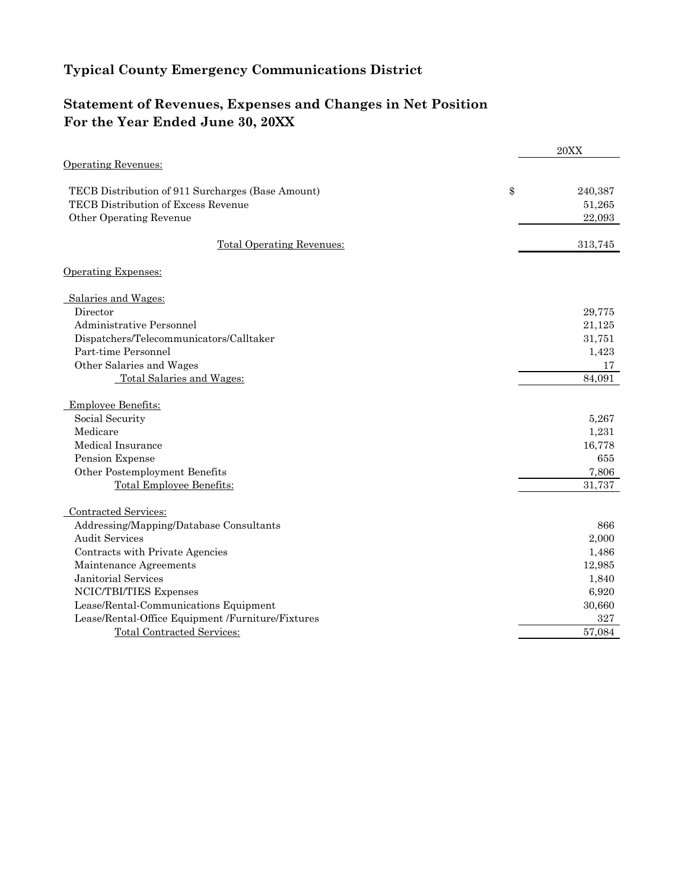# Typical County Emergency Communications District

## Statement of Revenues, Expenses and Changes in Net Position
## For the Year Ended June 30, 20XX

| | | 20XX |
|---|---|---|
| Operating Revenues: | | |
| TECB Distribution of 911 Surcharges (Base Amount) | $ | 240,387 |
| TECB Distribution of Excess Revenue | | 51,265 |
| Other Operating Revenue | | 22,093 |
| Total Operating Revenues: | | 313,745 |
| Operating Expenses: | | |
| Salaries and Wages: | | |
| Director | | 29,775 |
| Administrative Personnel | | 21,125 |
| Dispatchers/Telecommunicators/Calltaker | | 31,751 |
| Part-time Personnel | | 1,423 |
| Other Salaries and Wages | | 17 |
| Total Salaries and Wages: | | 84,091 |
| Employee Benefits: | | |
| Social Security | | 5,267 |
| Medicare | | 1,231 |
| Medical Insurance | | 16,778 |
| Pension Expense | | 655 |
| Other Postemployment Benefits | | 7,806 |
| Total Employee Benefits: | | 31,737 |
| Contracted Services: | | |
| Addressing/Mapping/Database Consultants | | 866 |
| Audit Services | | 2,000 |
| Contracts with Private Agencies | | 1,486 |
| Maintenance Agreements | | 12,985 |
| Janitorial Services | | 1,840 |
| NCIC/TBI/TIES Expenses | | 6,920 |
| Lease/Rental-Communications Equipment | | 30,660 |
| Lease/Rental-Office Equipment /Furniture/Fixtures | | 327 |
| Total Contracted Services: | | 57,084 |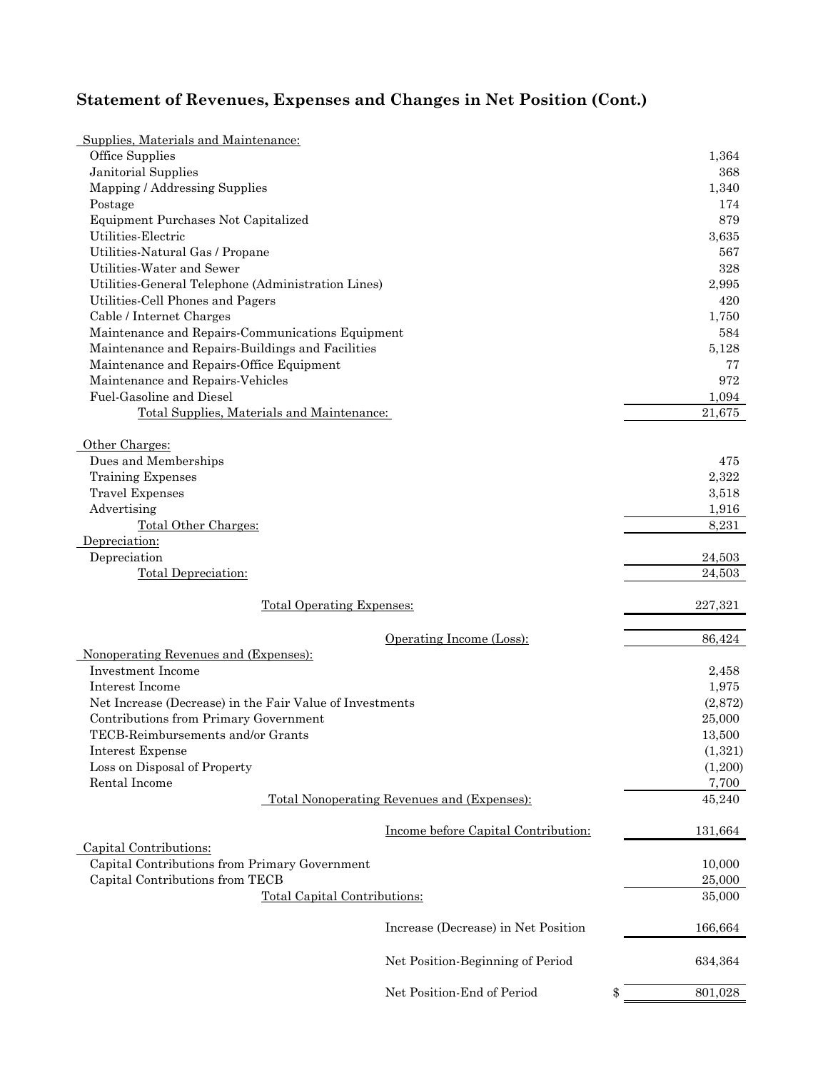## Statement of Revenues, Expenses and Changes in Net Position (Cont.)

| | |
|---|---|
| **Supplies, Materials and Maintenance:** | |
| Office Supplies | 1,364 |
| Janitorial Supplies | 368 |
| Mapping / Addressing Supplies | 1,340 |
| Postage | 174 |
| Equipment Purchases Not Capitalized | 879 |
| Utilities-Electric | 3,635 |
| Utilities-Natural Gas / Propane | 567 |
| Utilities-Water and Sewer | 328 |
| Utilities-General Telephone (Administration Lines) | 2,995 |
| Utilities-Cell Phones and Pagers | 420 |
| Cable / Internet Charges | 1,750 |
| Maintenance and Repairs-Communications Equipment | 584 |
| Maintenance and Repairs-Buildings and Facilities | 5,128 |
| Maintenance and Repairs-Office Equipment | 77 |
| Maintenance and Repairs-Vehicles | 972 |
| Fuel-Gasoline and Diesel | 1,094 |
| Total Supplies, Materials and Maintenance: | 21,675 |
| **Other Charges:** | |
| Dues and Memberships | 475 |
| Training Expenses | 2,322 |
| Travel Expenses | 3,518 |
| Advertising | 1,916 |
| Total Other Charges: | 8,231 |
| **Depreciation:** | |
| Depreciation | 24,503 |
| Total Depreciation: | 24,503 |
| Total Operating Expenses: | 227,321 |
| Operating Income (Loss): | 86,424 |
| **Nonoperating Revenues and (Expenses):** | |
| Investment Income | 2,458 |
| Interest Income | 1,975 |
| Net Increase (Decrease) in the Fair Value of Investments | (2,872) |
| Contributions from Primary Government | 25,000 |
| TECB-Reimbursements and/or Grants | 13,500 |
| Interest Expense | (1,321) |
| Loss on Disposal of Property | (1,200) |
| Rental Income | 7,700 |
| Total Nonoperating Revenues and (Expenses): | 45,240 |
| Income before Capital Contribution: | 131,664 |
| **Capital Contributions:** | |
| Capital Contributions from Primary Government | 10,000 |
| Capital Contributions from TECB | 25,000 |
| Total Capital Contributions: | 35,000 |
| Increase (Decrease) in Net Position | 166,664 |
| Net Position-Beginning of Period | 634,364 |
| Net Position-End of Period | $ 801,028 |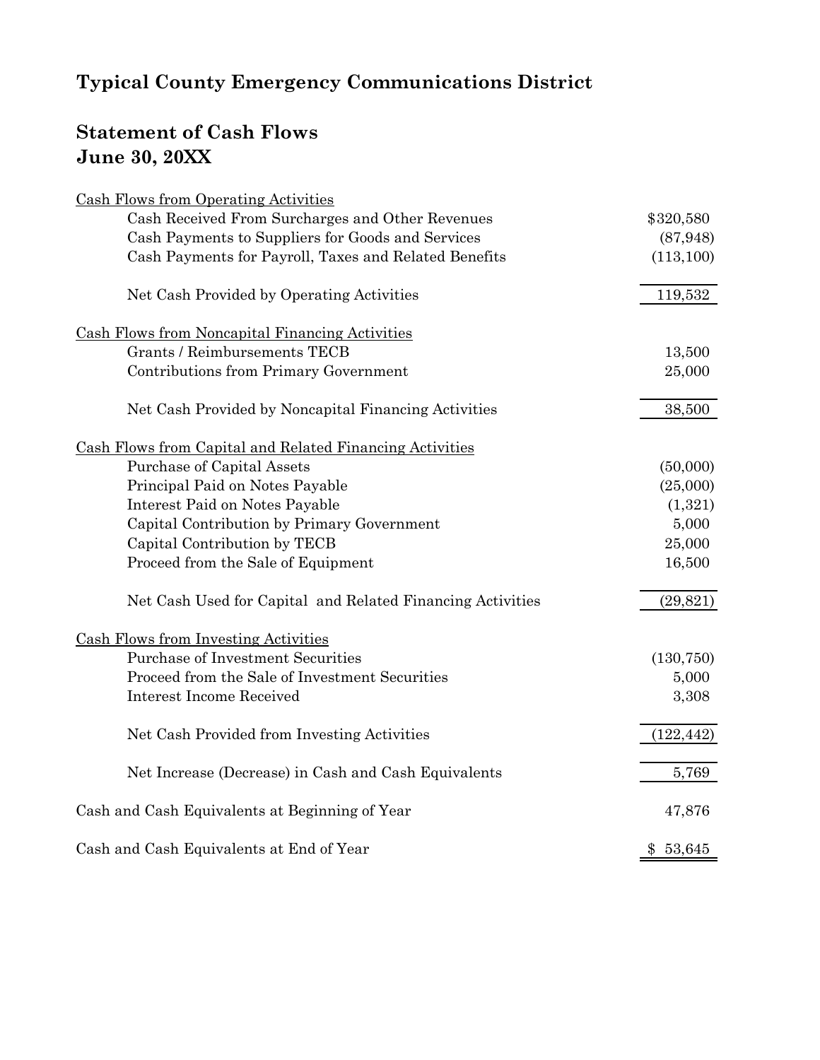# Typical County Emergency Communications District

## Statement of Cash Flows
## June 30, 20XX

| | |
|---|---|
| Cash Flows from Operating Activities | |
| Cash Received From Surcharges and Other Revenues | $320,580 |
| Cash Payments to Suppliers for Goods and Services | (87,948) |
| Cash Payments for Payroll, Taxes and Related Benefits | (113,100) |
| Net Cash Provided by Operating Activities | 119,532 |
| Cash Flows from Noncapital Financing Activities | |
| Grants / Reimbursements TECB | 13,500 |
| Contributions from Primary Government | 25,000 |
| Net Cash Provided by Noncapital Financing Activities | 38,500 |
| Cash Flows from Capital and Related Financing Activities | |
| Purchase of Capital Assets | (50,000) |
| Principal Paid on Notes Payable | (25,000) |
| Interest Paid on Notes Payable | (1,321) |
| Capital Contribution by Primary Government | 5,000 |
| Capital Contribution by TECB | 25,000 |
| Proceed from the Sale of Equipment | 16,500 |
| Net Cash Used for Capital and Related Financing Activities | (29,821) |
| Cash Flows from Investing Activities | |
| Purchase of Investment Securities | (130,750) |
| Proceed from the Sale of Investment Securities | 5,000 |
| Interest Income Received | 3,308 |
| Net Cash Provided from Investing Activities | (122,442) |
| Net Increase (Decrease) in Cash and Cash Equivalents | 5,769 |
| Cash and Cash Equivalents at Beginning of Year | 47,876 |
| Cash and Cash Equivalents at End of Year | $ 53,645 |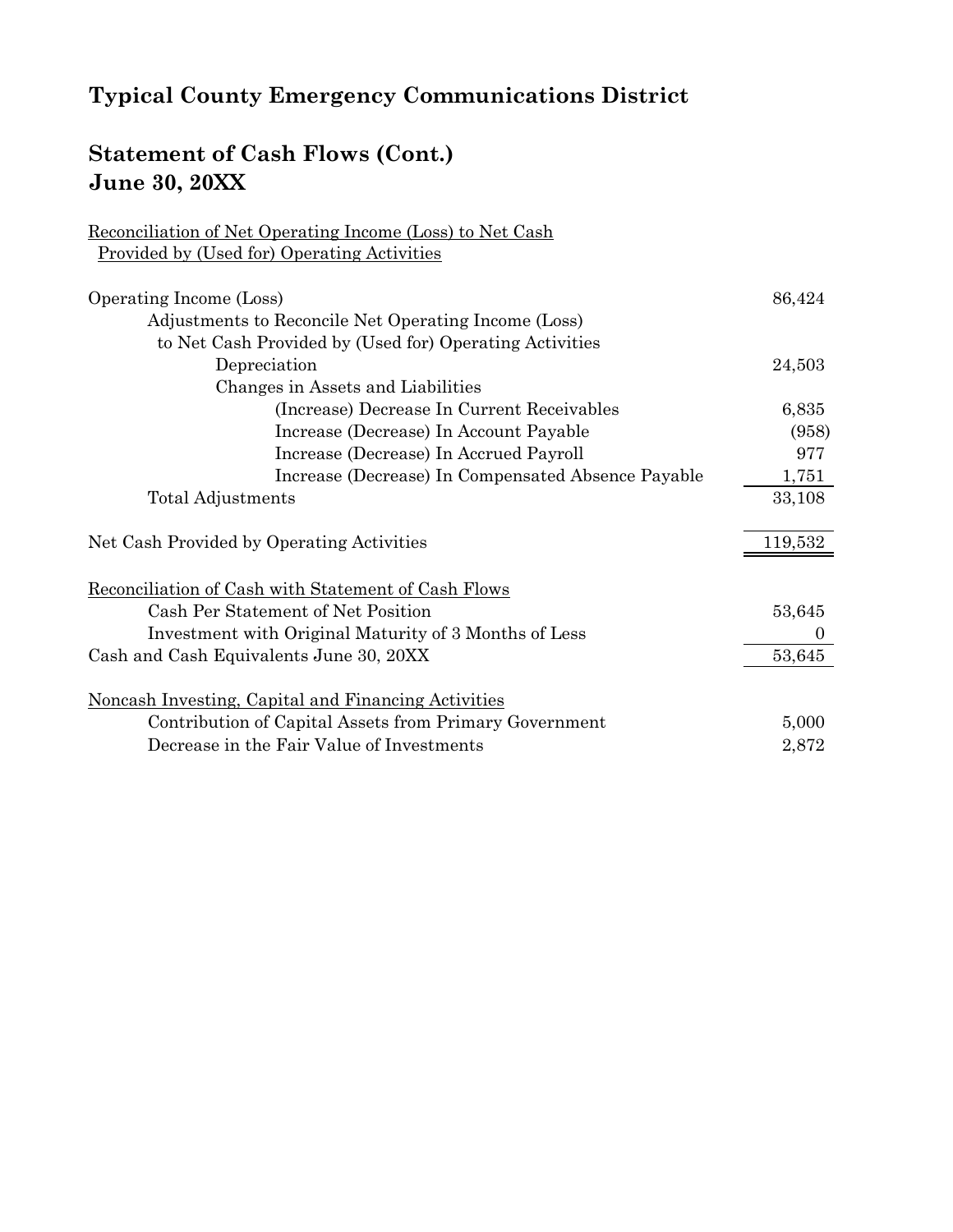# Typical County Emergency Communications District

## Statement of Cash Flows (Cont.)
## June 30, 20XX

Reconciliation of Net Operating Income (Loss) to Net Cash Provided by (Used for) Operating Activities

| | |
|---|---|
| Operating Income (Loss) | 86,424 |
| Adjustments to Reconcile Net Operating Income (Loss) to Net Cash Provided by (Used for) Operating Activities | |
| Depreciation | 24,503 |
| Changes in Assets and Liabilities | |
| (Increase) Decrease In Current Receivables | 6,835 |
| Increase (Decrease) In Account Payable | (958) |
| Increase (Decrease) In Accrued Payroll | 977 |
| Increase (Decrease) In Compensated Absence Payable | 1,751 |
| Total Adjustments | 33,108 |
| Net Cash Provided by Operating Activities | 119,532 |

Reconciliation of Cash with Statement of Cash Flows

| | |
|---|---|
| Cash Per Statement of Net Position | 53,645 |
| Investment with Original Maturity of 3 Months of Less | 0 |
| Cash and Cash Equivalents June 30, 20XX | 53,645 |

Noncash Investing, Capital and Financing Activities

| | |
|---|---|
| Contribution of Capital Assets from Primary Government | 5,000 |
| Decrease in the Fair Value of Investments | 2,872 |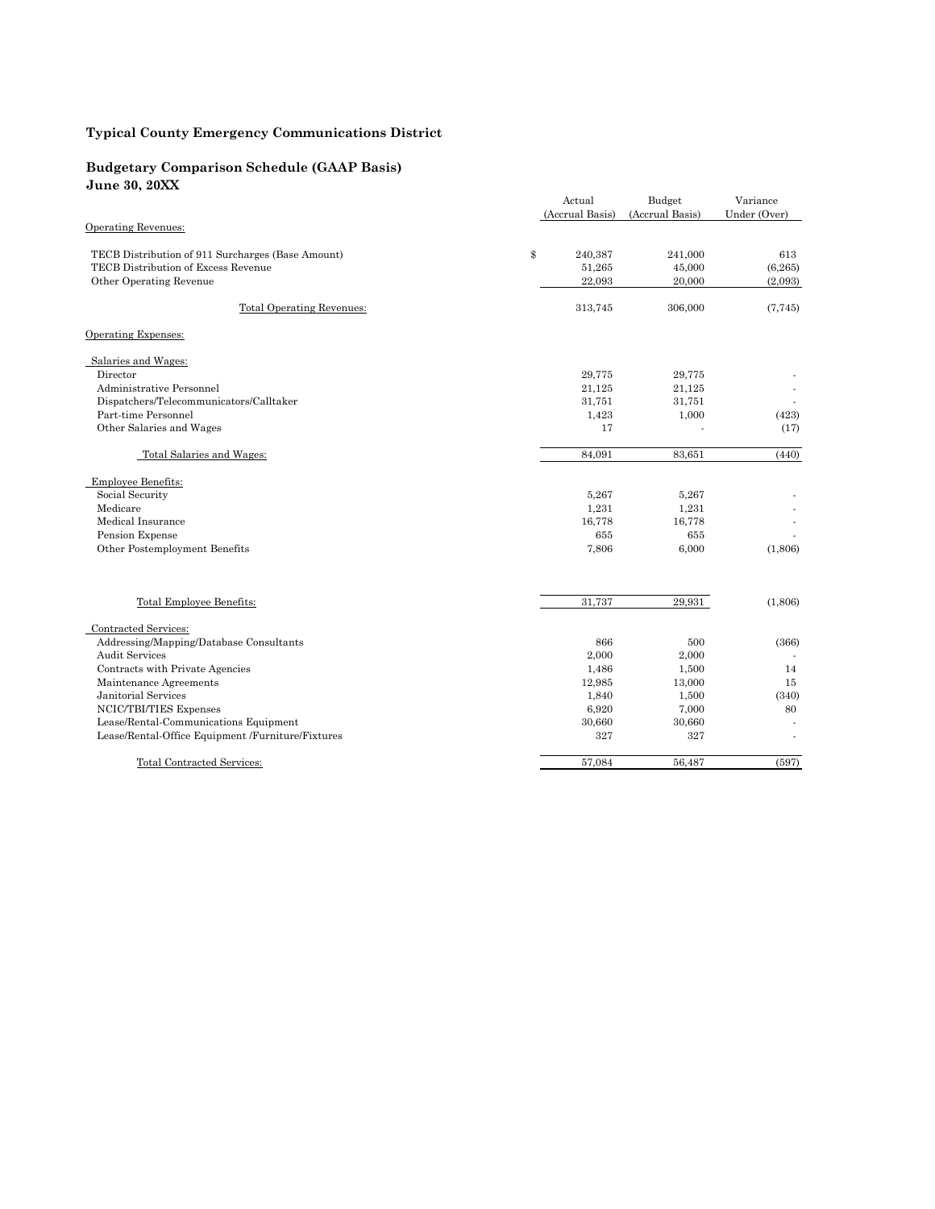**Typical County Emergency Communications District**

**Budgetary Comparison Schedule (GAAP Basis)**
**June 30, 20XX**

| | Actual (Accrual Basis) | Budget (Accrual Basis) | Variance Under (Over) |
|---|---|---|---|
| Operating Revenues: | | | |
| TECB Distribution of 911 Surcharges (Base Amount) | $ 240,387 | 241,000 | 613 |
| TECB Distribution of Excess Revenue | 51,265 | 45,000 | (6,265) |
| Other Operating Revenue | 22,093 | 20,000 | (2,093) |
| Total Operating Revenues: | 313,745 | 306,000 | (7,745) |
| Operating Expenses: | | | |
| Salaries and Wages: | | | |
| Director | 29,775 | 29,775 | - |
| Administrative Personnel | 21,125 | 21,125 | - |
| Dispatchers/Telecommunicators/Calltaker | 31,751 | 31,751 | - |
| Part-time Personnel | 1,423 | 1,000 | (423) |
| Other Salaries and Wages | 17 | - | (17) |
| Total Salaries and Wages: | 84,091 | 83,651 | (440) |
| Employee Benefits: | | | |
| Social Security | 5,267 | 5,267 | - |
| Medicare | 1,231 | 1,231 | - |
| Medical Insurance | 16,778 | 16,778 | - |
| Pension Expense | 655 | 655 | - |
| Other Postemployment Benefits | 7,806 | 6,000 | (1,806) |
| Total Employee Benefits: | 31,737 | 29,931 | (1,806) |
| Contracted Services: | | | |
| Addressing/Mapping/Database Consultants | 866 | 500 | (366) |
| Audit Services | 2,000 | 2,000 | - |
| Contracts with Private Agencies | 1,486 | 1,500 | 14 |
| Maintenance Agreements | 12,985 | 13,000 | 15 |
| Janitorial Services | 1,840 | 1,500 | (340) |
| NCIC/TBI/TIES Expenses | 6,920 | 7,000 | 80 |
| Lease/Rental-Communications Equipment | 30,660 | 30,660 | - |
| Lease/Rental-Office Equipment /Furniture/Fixtures | 327 | 327 | - |
| Total Contracted Services: | 57,084 | 56,487 | (597) |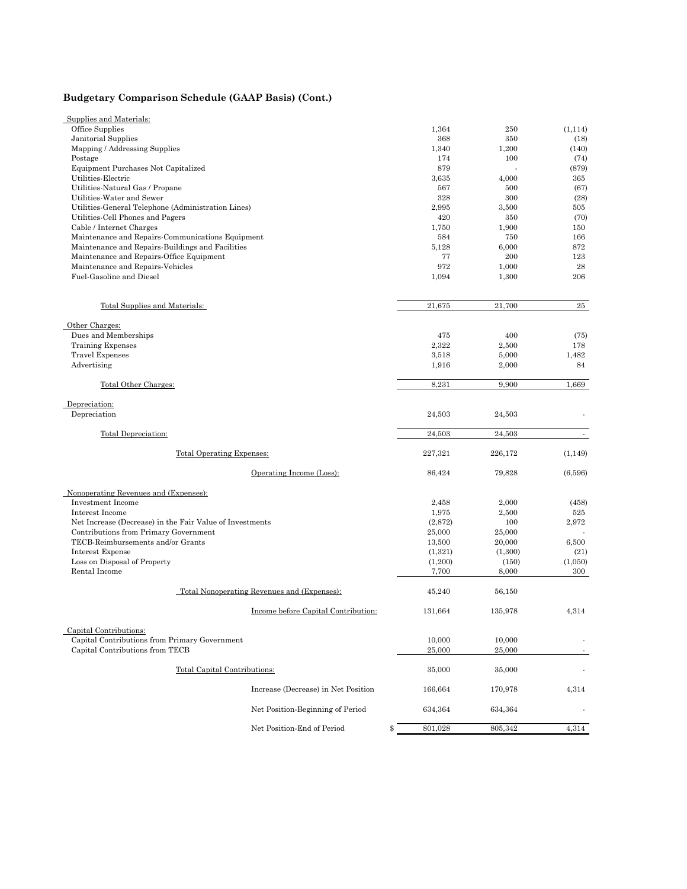## Budgetary Comparison Schedule (GAAP Basis) (Cont.)

| | | | |
|---|---|---|---|
| Supplies and Materials: | | | |
| Office Supplies | 1,364 | 250 | (1,114) |
| Janitorial Supplies | 368 | 350 | (18) |
| Mapping / Addressing Supplies | 1,340 | 1,200 | (140) |
| Postage | 174 | 100 | (74) |
| Equipment Purchases Not Capitalized | 879 | - | (879) |
| Utilities-Electric | 3,635 | 4,000 | 365 |
| Utilities-Natural Gas / Propane | 567 | 500 | (67) |
| Utilities-Water and Sewer | 328 | 300 | (28) |
| Utilities-General Telephone (Administration Lines) | 2,995 | 3,500 | 505 |
| Utilities-Cell Phones and Pagers | 420 | 350 | (70) |
| Cable / Internet Charges | 1,750 | 1,900 | 150 |
| Maintenance and Repairs-Communications Equipment | 584 | 750 | 166 |
| Maintenance and Repairs-Buildings and Facilities | 5,128 | 6,000 | 872 |
| Maintenance and Repairs-Office Equipment | 77 | 200 | 123 |
| Maintenance and Repairs-Vehicles | 972 | 1,000 | 28 |
| Fuel-Gasoline and Diesel | 1,094 | 1,300 | 206 |
| Total Supplies and Materials: | 21,675 | 21,700 | 25 |
| Other Charges: | | | |
| Dues and Memberships | 475 | 400 | (75) |
| Training Expenses | 2,322 | 2,500 | 178 |
| Travel Expenses | 3,518 | 5,000 | 1,482 |
| Advertising | 1,916 | 2,000 | 84 |
| Total Other Charges: | 8,231 | 9,900 | 1,669 |
| Depreciation: | | | |
| Depreciation | 24,503 | 24,503 | - |
| Total Depreciation: | 24,503 | 24,503 | - |
| Total Operating Expenses: | 227,321 | 226,172 | (1,149) |
| Operating Income (Loss): | 86,424 | 79,828 | (6,596) |
| Nonoperating Revenues and (Expenses): | | | |
| Investment Income | 2,458 | 2,000 | (458) |
| Interest Income | 1,975 | 2,500 | 525 |
| Net Increase (Decrease) in the Fair Value of Investments | (2,872) | 100 | 2,972 |
| Contributions from Primary Government | 25,000 | 25,000 | - |
| TECB-Reimbursements and/or Grants | 13,500 | 20,000 | 6,500 |
| Interest Expense | (1,321) | (1,300) | (21) |
| Loss on Disposal of Property | (1,200) | (150) | (1,050) |
| Rental Income | 7,700 | 8,000 | 300 |
| Total Nonoperating Revenues and (Expenses): | 45,240 | 56,150 | |
| Income before Capital Contribution: | 131,664 | 135,978 | 4,314 |
| Capital Contributions: | | | |
| Capital Contributions from Primary Government | 10,000 | 10,000 | - |
| Capital Contributions from TECB | 25,000 | 25,000 | - |
| Total Capital Contributions: | 35,000 | 35,000 | - |
| Increase (Decrease) in Net Position | 166,664 | 170,978 | 4,314 |
| Net Position-Beginning of Period | 634,364 | 634,364 | - |
| Net Position-End of Period | $ 801,028 | 805,342 | 4,314 |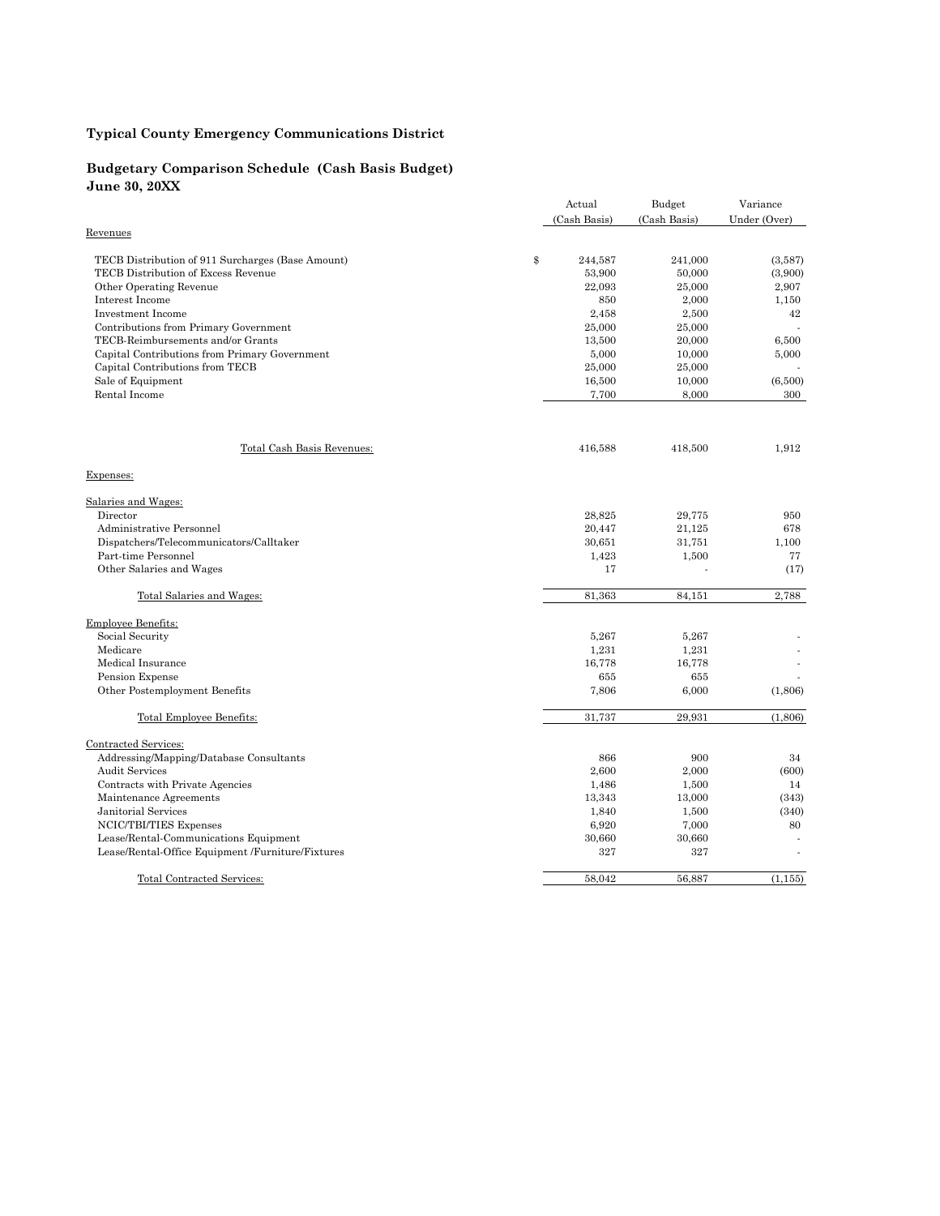## Typical County Emergency Communications District

### Budgetary Comparison Schedule (Cash Basis Budget)
### June 30, 20XX

| | Actual (Cash Basis) | Budget (Cash Basis) | Variance Under (Over) |
|---|---|---|---|
| Revenues | | | |
| TECB Distribution of 911 Surcharges (Base Amount) | $ 244,587 | 241,000 | (3,587) |
| TECB Distribution of Excess Revenue | 53,900 | 50,000 | (3,900) |
| Other Operating Revenue | 22,093 | 25,000 | 2,907 |
| Interest Income | 850 | 2,000 | 1,150 |
| Investment Income | 2,458 | 2,500 | 42 |
| Contributions from Primary Government | 25,000 | 25,000 | - |
| TECB-Reimbursements and/or Grants | 13,500 | 20,000 | 6,500 |
| Capital Contributions from Primary Government | 5,000 | 10,000 | 5,000 |
| Capital Contributions from TECB | 25,000 | 25,000 | - |
| Sale of Equipment | 16,500 | 10,000 | (6,500) |
| Rental Income | 7,700 | 8,000 | 300 |
| Total Cash Basis Revenues: | 416,588 | 418,500 | 1,912 |
| Expenses: | | | |
| Salaries and Wages: | | | |
| Director | 28,825 | 29,775 | 950 |
| Administrative Personnel | 20,447 | 21,125 | 678 |
| Dispatchers/Telecommunicators/Calltaker | 30,651 | 31,751 | 1,100 |
| Part-time Personnel | 1,423 | 1,500 | 77 |
| Other Salaries and Wages | 17 | - | (17) |
| Total Salaries and Wages: | 81,363 | 84,151 | 2,788 |
| Employee Benefits: | | | |
| Social Security | 5,267 | 5,267 | - |
| Medicare | 1,231 | 1,231 | - |
| Medical Insurance | 16,778 | 16,778 | - |
| Pension Expense | 655 | 655 | - |
| Other Postemployment Benefits | 7,806 | 6,000 | (1,806) |
| Total Employee Benefits: | 31,737 | 29,931 | (1,806) |
| Contracted Services: | | | |
| Addressing/Mapping/Database Consultants | 866 | 900 | 34 |
| Audit Services | 2,600 | 2,000 | (600) |
| Contracts with Private Agencies | 1,486 | 1,500 | 14 |
| Maintenance Agreements | 13,343 | 13,000 | (343) |
| Janitorial Services | 1,840 | 1,500 | (340) |
| NCIC/TBI/TIES Expenses | 6,920 | 7,000 | 80 |
| Lease/Rental-Communications Equipment | 30,660 | 30,660 | - |
| Lease/Rental-Office Equipment /Furniture/Fixtures | 327 | 327 | - |
| Total Contracted Services: | 58,042 | 56,887 | (1,155) |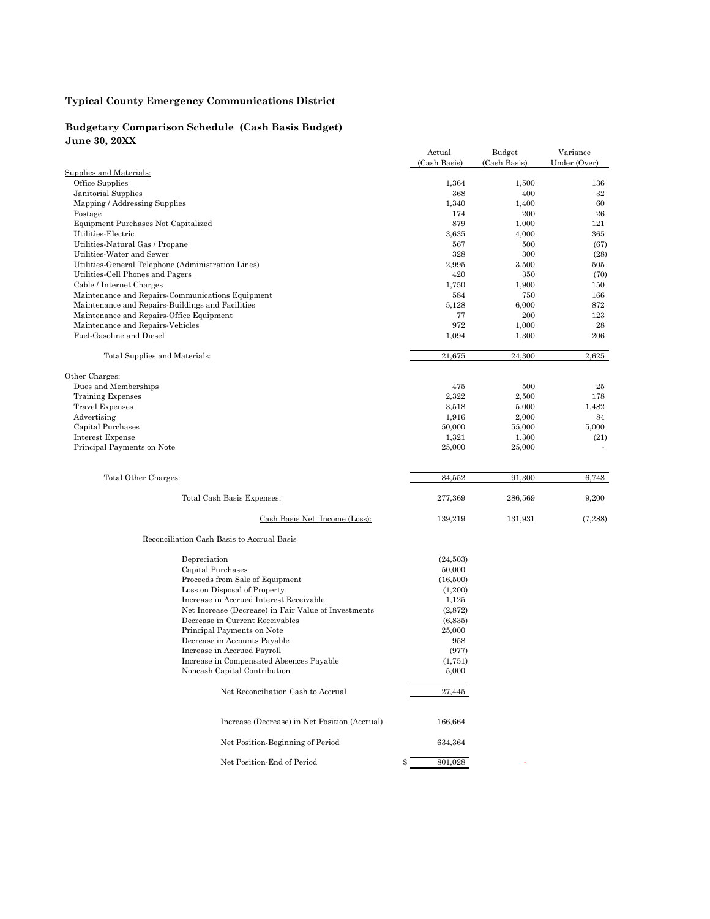**Typical County Emergency Communications District**

**Budgetary Comparison Schedule (Cash Basis Budget)**
**June 30, 20XX**

| | Actual (Cash Basis) | Budget (Cash Basis) | Variance Under (Over) |
|---|---|---|---|
| Supplies and Materials: | | | |
| Office Supplies | 1,364 | 1,500 | 136 |
| Janitorial Supplies | 368 | 400 | 32 |
| Mapping / Addressing Supplies | 1,340 | 1,400 | 60 |
| Postage | 174 | 200 | 26 |
| Equipment Purchases Not Capitalized | 879 | 1,000 | 121 |
| Utilities-Electric | 3,635 | 4,000 | 365 |
| Utilities-Natural Gas / Propane | 567 | 500 | (67) |
| Utilities-Water and Sewer | 328 | 300 | (28) |
| Utilities-General Telephone (Administration Lines) | 2,995 | 3,500 | 505 |
| Utilities-Cell Phones and Pagers | 420 | 350 | (70) |
| Cable / Internet Charges | 1,750 | 1,900 | 150 |
| Maintenance and Repairs-Communications Equipment | 584 | 750 | 166 |
| Maintenance and Repairs-Buildings and Facilities | 5,128 | 6,000 | 872 |
| Maintenance and Repairs-Office Equipment | 77 | 200 | 123 |
| Maintenance and Repairs-Vehicles | 972 | 1,000 | 28 |
| Fuel-Gasoline and Diesel | 1,094 | 1,300 | 206 |
| Total Supplies and Materials: | 21,675 | 24,300 | 2,625 |
| Other Charges: | | | |
| Dues and Memberships | 475 | 500 | 25 |
| Training Expenses | 2,322 | 2,500 | 178 |
| Travel Expenses | 3,518 | 5,000 | 1,482 |
| Advertising | 1,916 | 2,000 | 84 |
| Capital Purchases | 50,000 | 55,000 | 5,000 |
| Interest Expense | 1,321 | 1,300 | (21) |
| Principal Payments on Note | 25,000 | 25,000 | - |
| Total Other Charges: | 84,552 | 91,300 | 6,748 |
| Total Cash Basis Expenses: | 277,369 | 286,569 | 9,200 |
| Cash Basis Net Income (Loss): | 139,219 | 131,931 | (7,288) |
| Reconciliation Cash Basis to Accrual Basis | | | |
| Depreciation | (24,503) | | |
| Capital Purchases | 50,000 | | |
| Proceeds from Sale of Equipment | (16,500) | | |
| Loss on Disposal of Property | (1,200) | | |
| Increase in Accrued Interest Receivable | 1,125 | | |
| Net Increase (Decrease) in Fair Value of Investments | (2,872) | | |
| Decrease in Current Receivables | (6,835) | | |
| Principal Payments on Note | 25,000 | | |
| Decrease in Accounts Payable | 958 | | |
| Increase in Accrued Payroll | (977) | | |
| Increase in Compensated Absences Payable | (1,751) | | |
| Noncash Capital Contribution | 5,000 | | |
| Net Reconciliation Cash to Accrual | 27,445 | | |
| Increase (Decrease) in Net Position (Accrual) | 166,664 | | |
| Net Position-Beginning of Period | 634,364 | | |
| Net Position-End of Period | $ 801,028 | - | |